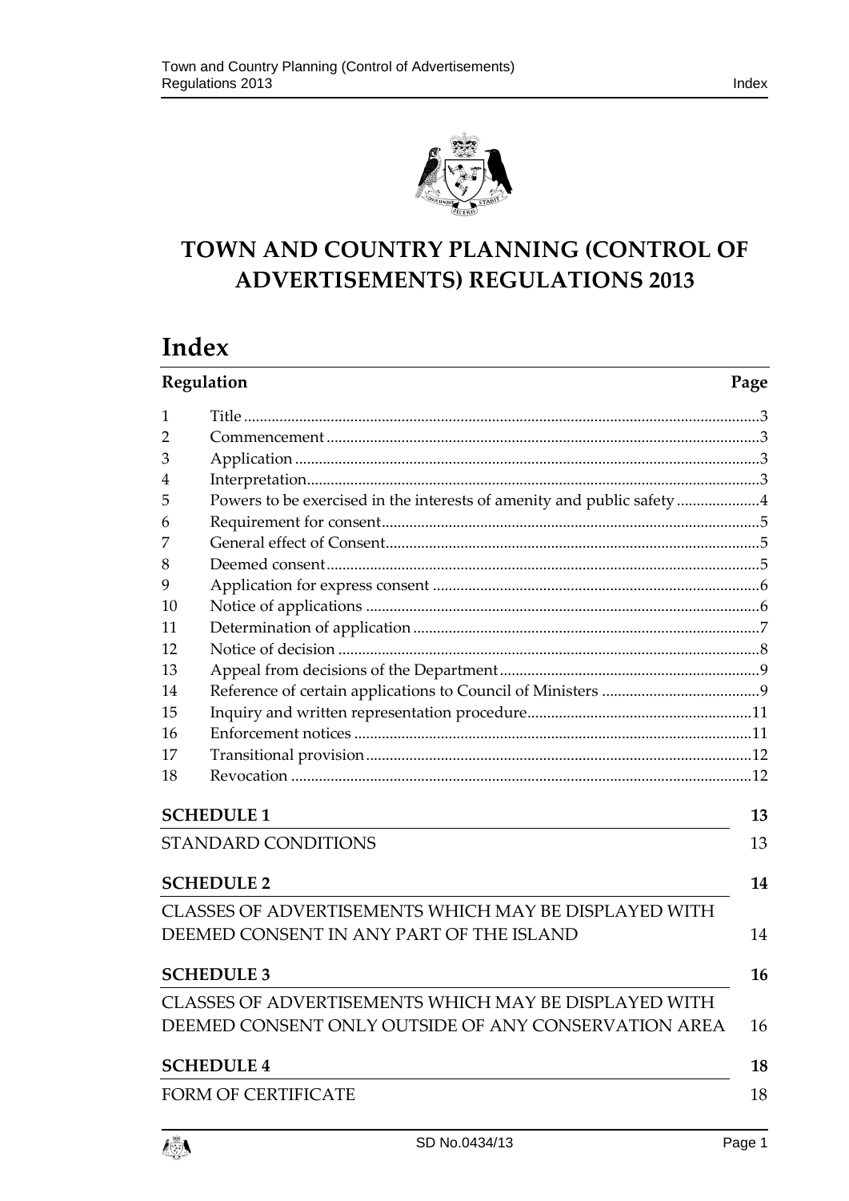# TOWN AND COUNTRY PLANNING (CONTROL OF ADVERTISEMENTS) REGULATIONS 2013

## Index

| Regulation | | Page |
|---|---|---|
| 1 | Title | 3 |
| 2 | Commencement | 3 |
| 3 | Application | 3 |
| 4 | Interpretation | 3 |
| 5 | Powers to be exercised in the interests of amenity and public safety | 4 |
| 6 | Requirement for consent | 5 |
| 7 | General effect of Consent | 5 |
| 8 | Deemed consent | 5 |
| 9 | Application for express consent | 6 |
| 10 | Notice of applications | 6 |
| 11 | Determination of application | 7 |
| 12 | Notice of decision | 8 |
| 13 | Appeal from decisions of the Department | 9 |
| 14 | Reference of certain applications to Council of Ministers | 9 |
| 15 | Inquiry and written representation procedure | 11 |
| 16 | Enforcement notices | 11 |
| 17 | Transitional provision | 12 |
| 18 | Revocation | 12 |

**SCHEDULE 1** 13

STANDARD CONDITIONS 13

**SCHEDULE 2** 14

CLASSES OF ADVERTISEMENTS WHICH MAY BE DISPLAYED WITH DEEMED CONSENT IN ANY PART OF THE ISLAND 14

**SCHEDULE 3** 16

CLASSES OF ADVERTISEMENTS WHICH MAY BE DISPLAYED WITH DEEMED CONSENT ONLY OUTSIDE OF ANY CONSERVATION AREA 16

**SCHEDULE 4** 18

FORM OF CERTIFICATE 18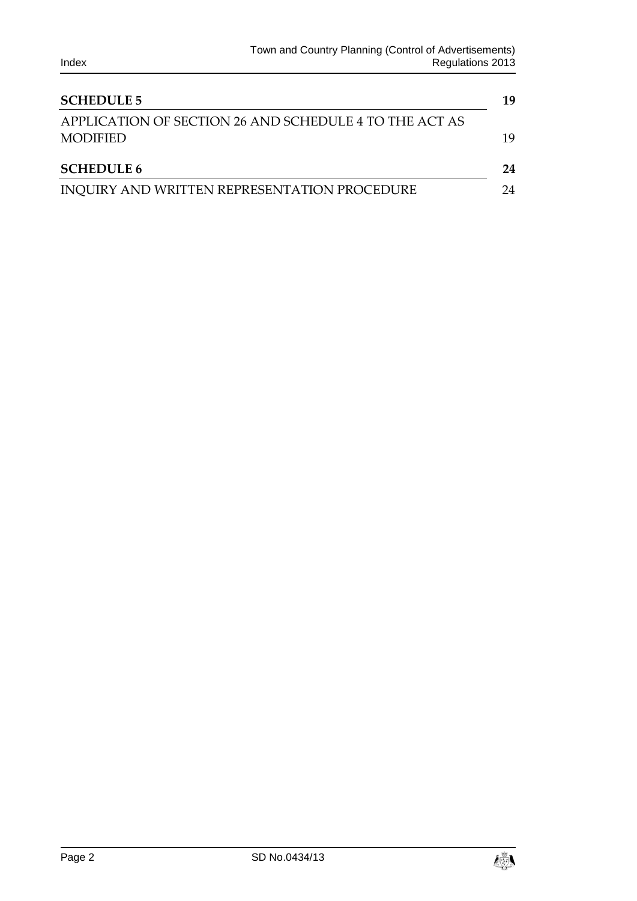| | |
|---|---|
| **SCHEDULE 5** | **19** |
| APPLICATION OF SECTION 26 AND SCHEDULE 4 TO THE ACT AS MODIFIED | 19 |
| **SCHEDULE 6** | **24** |
| INQUIRY AND WRITTEN REPRESENTATION PROCEDURE | 24 |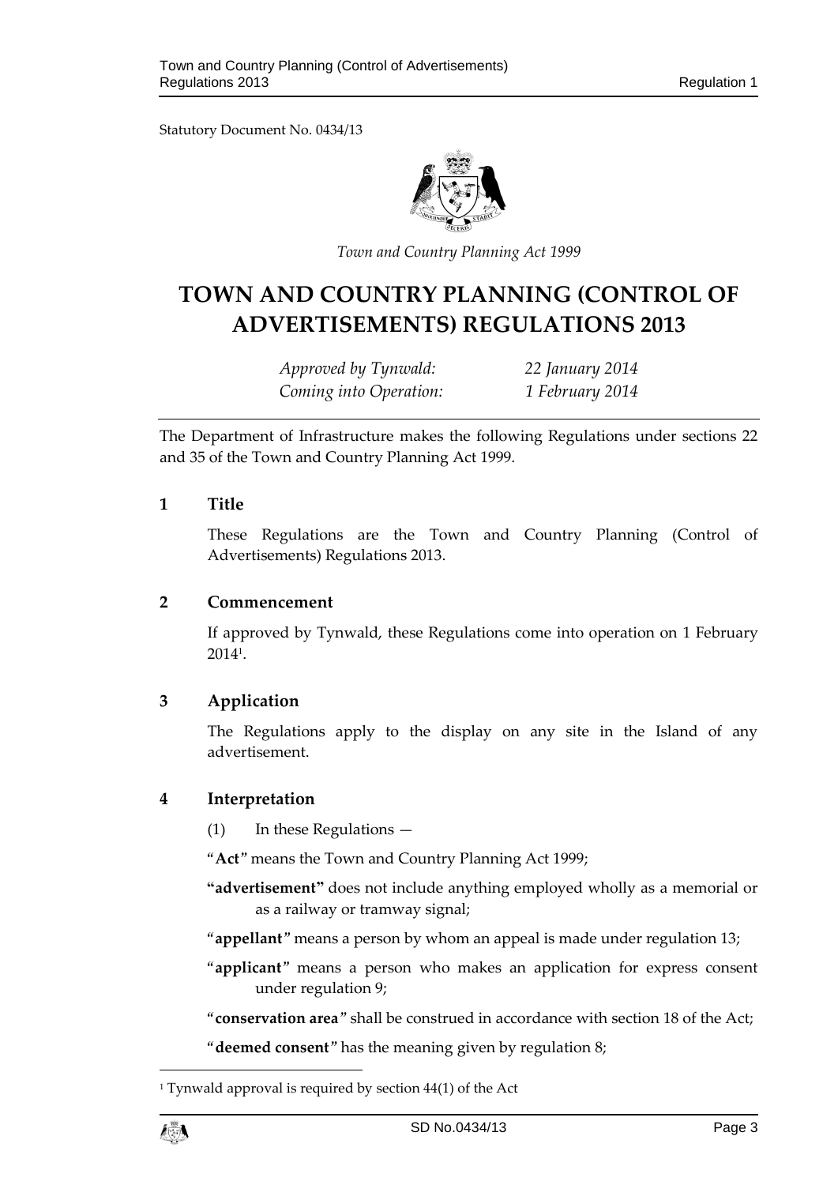Statutory Document No. 0434/13

*Town and Country Planning Act 1999*

# TOWN AND COUNTRY PLANNING (CONTROL OF ADVERTISEMENTS) REGULATIONS 2013

*Approved by Tynwald:* *22 January 2014*
*Coming into Operation:* *1 February 2014*

The Department of Infrastructure makes the following Regulations under sections 22 and 35 of the Town and Country Planning Act 1999.

## 1 Title

These Regulations are the Town and Country Planning (Control of Advertisements) Regulations 2013.

## 2 Commencement

If approved by Tynwald, these Regulations come into operation on 1 February 2014[1].

## 3 Application

The Regulations apply to the display on any site in the Island of any advertisement.

## 4 Interpretation

(1) In these Regulations —

"**Act**" means the Town and Country Planning Act 1999;

**"advertisement"** does not include anything employed wholly as a memorial or as a railway or tramway signal;

"**appellant**" means a person by whom an appeal is made under regulation 13;

"**applicant**" means a person who makes an application for express consent under regulation 9;

"**conservation area**" shall be construed in accordance with section 18 of the Act;

"**deemed consent**" has the meaning given by regulation 8;

[1] Tynwald approval is required by section 44(1) of the Act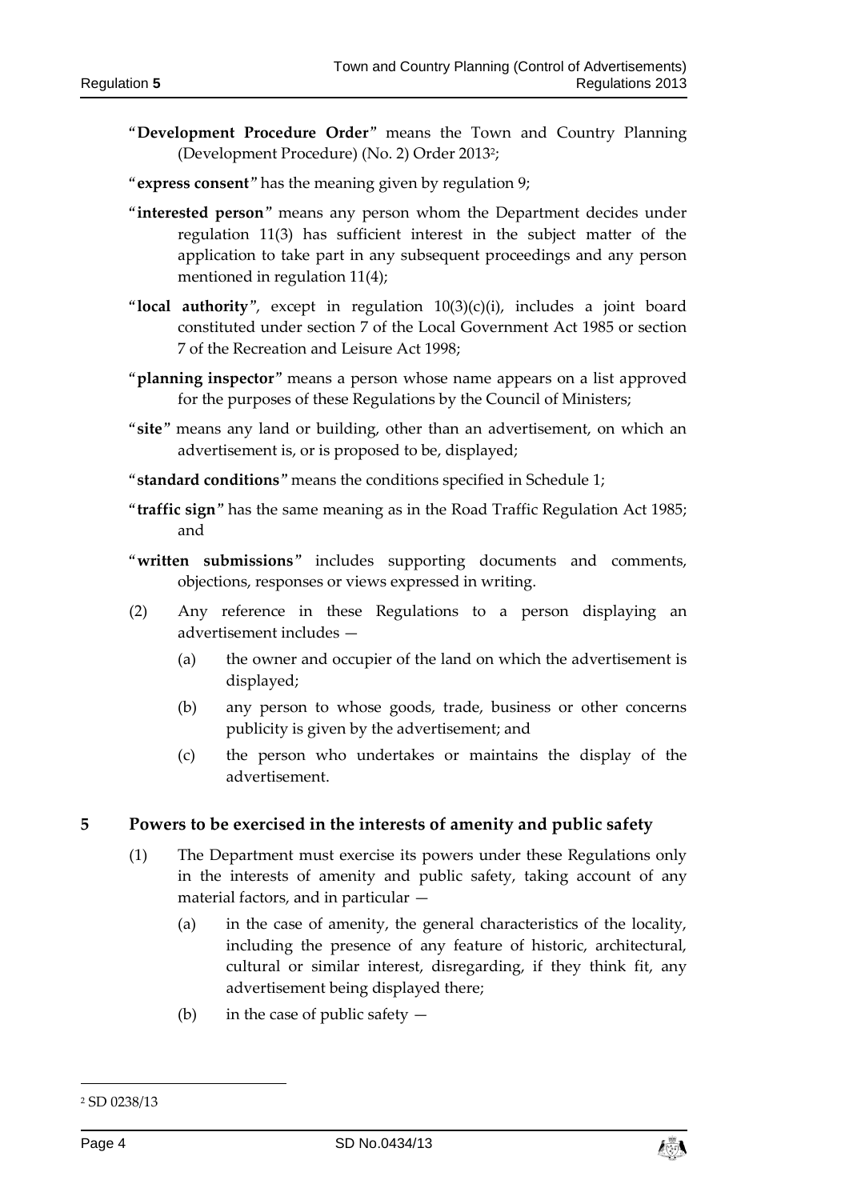"**Development Procedure Order**" means the Town and Country Planning (Development Procedure) (No. 2) Order 2013[2];

"**express consent**" has the meaning given by regulation 9;

"**interested person**" means any person whom the Department decides under regulation 11(3) has sufficient interest in the subject matter of the application to take part in any subsequent proceedings and any person mentioned in regulation 11(4);

"**local authority**", except in regulation 10(3)(c)(i), includes a joint board constituted under section 7 of the Local Government Act 1985 or section 7 of the Recreation and Leisure Act 1998;

"**planning inspector**" means a person whose name appears on a list approved for the purposes of these Regulations by the Council of Ministers;

"**site**" means any land or building, other than an advertisement, on which an advertisement is, or is proposed to be, displayed;

"**standard conditions**" means the conditions specified in Schedule 1;

"**traffic sign**" has the same meaning as in the Road Traffic Regulation Act 1985; and

"**written submissions**" includes supporting documents and comments, objections, responses or views expressed in writing.

(2) Any reference in these Regulations to a person displaying an advertisement includes —

(a) the owner and occupier of the land on which the advertisement is displayed;

(b) any person to whose goods, trade, business or other concerns publicity is given by the advertisement; and

(c) the person who undertakes or maintains the display of the advertisement.

## 5 Powers to be exercised in the interests of amenity and public safety

(1) The Department must exercise its powers under these Regulations only in the interests of amenity and public safety, taking account of any material factors, and in particular —

(a) in the case of amenity, the general characteristics of the locality, including the presence of any feature of historic, architectural, cultural or similar interest, disregarding, if they think fit, any advertisement being displayed there;

(b) in the case of public safety —

[2] SD 0238/13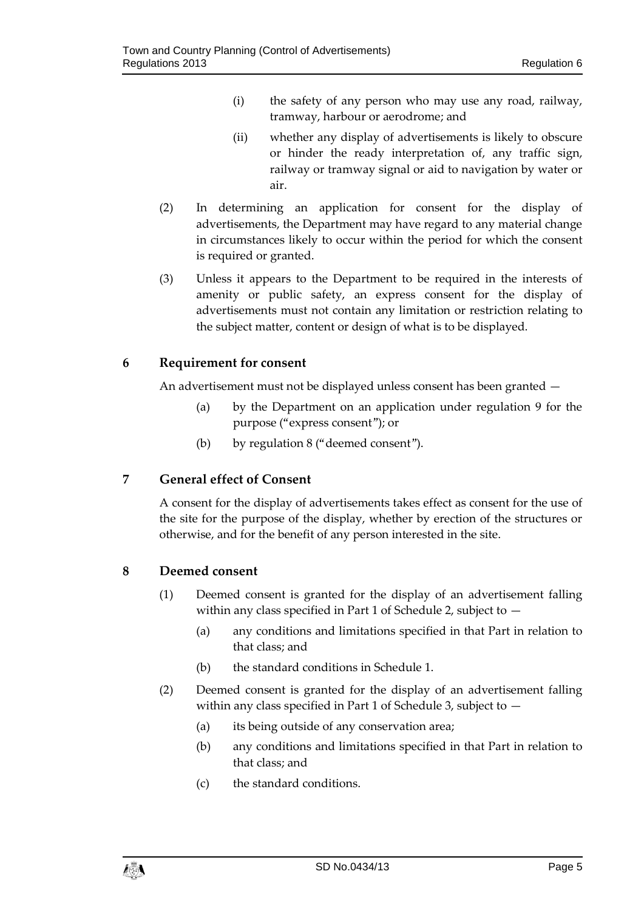(i) the safety of any person who may use any road, railway, tramway, harbour or aerodrome; and

(ii) whether any display of advertisements is likely to obscure or hinder the ready interpretation of, any traffic sign, railway or tramway signal or aid to navigation by water or air.

(2) In determining an application for consent for the display of advertisements, the Department may have regard to any material change in circumstances likely to occur within the period for which the consent is required or granted.

(3) Unless it appears to the Department to be required in the interests of amenity or public safety, an express consent for the display of advertisements must not contain any limitation or restriction relating to the subject matter, content or design of what is to be displayed.

## 6 Requirement for consent

An advertisement must not be displayed unless consent has been granted —

(a) by the Department on an application under regulation 9 for the purpose ("express consent"); or

(b) by regulation 8 ("deemed consent").

## 7 General effect of Consent

A consent for the display of advertisements takes effect as consent for the use of the site for the purpose of the display, whether by erection of the structures or otherwise, and for the benefit of any person interested in the site.

## 8 Deemed consent

(1) Deemed consent is granted for the display of an advertisement falling within any class specified in Part 1 of Schedule 2, subject to —

(a) any conditions and limitations specified in that Part in relation to that class; and

(b) the standard conditions in Schedule 1.

(2) Deemed consent is granted for the display of an advertisement falling within any class specified in Part 1 of Schedule 3, subject to —

(a) its being outside of any conservation area;

(b) any conditions and limitations specified in that Part in relation to that class; and

(c) the standard conditions.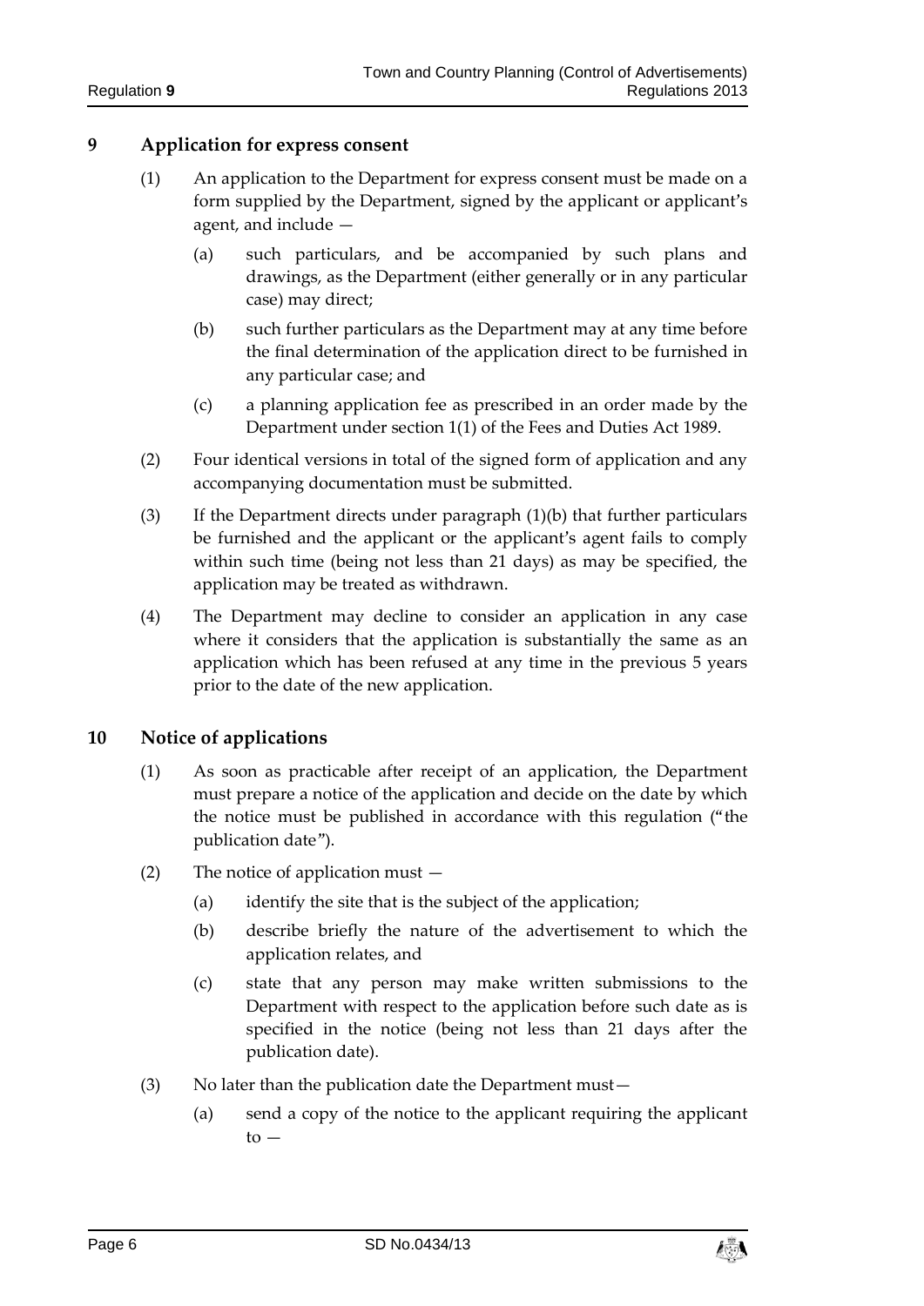## 9 Application for express consent

(1) An application to the Department for express consent must be made on a form supplied by the Department, signed by the applicant or applicant's agent, and include —

(a) such particulars, and be accompanied by such plans and drawings, as the Department (either generally or in any particular case) may direct;

(b) such further particulars as the Department may at any time before the final determination of the application direct to be furnished in any particular case; and

(c) a planning application fee as prescribed in an order made by the Department under section 1(1) of the Fees and Duties Act 1989.

(2) Four identical versions in total of the signed form of application and any accompanying documentation must be submitted.

(3) If the Department directs under paragraph (1)(b) that further particulars be furnished and the applicant or the applicant's agent fails to comply within such time (being not less than 21 days) as may be specified, the application may be treated as withdrawn.

(4) The Department may decline to consider an application in any case where it considers that the application is substantially the same as an application which has been refused at any time in the previous 5 years prior to the date of the new application.

## 10 Notice of applications

(1) As soon as practicable after receipt of an application, the Department must prepare a notice of the application and decide on the date by which the notice must be published in accordance with this regulation ("the publication date").

(2) The notice of application must —

(a) identify the site that is the subject of the application;

(b) describe briefly the nature of the advertisement to which the application relates, and

(c) state that any person may make written submissions to the Department with respect to the application before such date as is specified in the notice (being not less than 21 days after the publication date).

(3) No later than the publication date the Department must—

(a) send a copy of the notice to the applicant requiring the applicant to —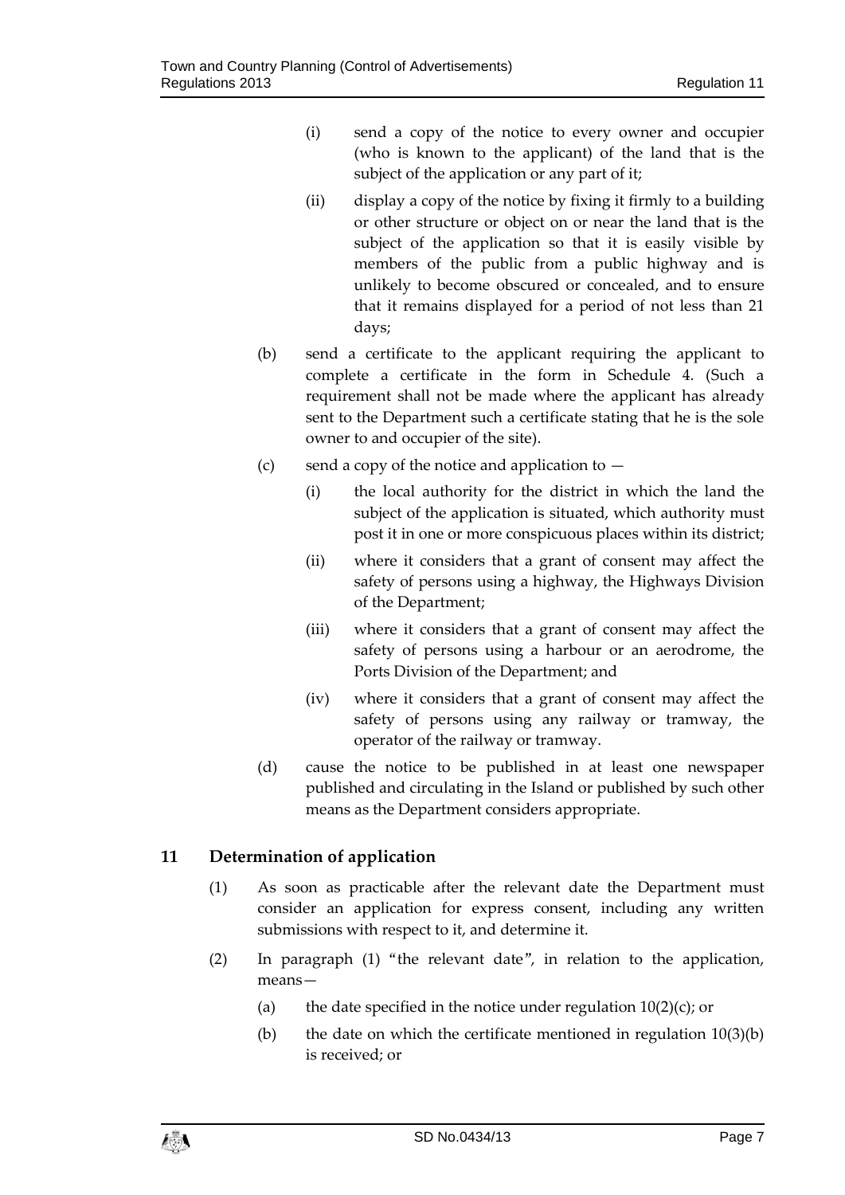(i) send a copy of the notice to every owner and occupier (who is known to the applicant) of the land that is the subject of the application or any part of it;

(ii) display a copy of the notice by fixing it firmly to a building or other structure or object on or near the land that is the subject of the application so that it is easily visible by members of the public from a public highway and is unlikely to become obscured or concealed, and to ensure that it remains displayed for a period of not less than 21 days;

(b) send a certificate to the applicant requiring the applicant to complete a certificate in the form in Schedule 4. (Such a requirement shall not be made where the applicant has already sent to the Department such a certificate stating that he is the sole owner to and occupier of the site).

(c) send a copy of the notice and application to —

(i) the local authority for the district in which the land the subject of the application is situated, which authority must post it in one or more conspicuous places within its district;

(ii) where it considers that a grant of consent may affect the safety of persons using a highway, the Highways Division of the Department;

(iii) where it considers that a grant of consent may affect the safety of persons using a harbour or an aerodrome, the Ports Division of the Department; and

(iv) where it considers that a grant of consent may affect the safety of persons using any railway or tramway, the operator of the railway or tramway.

(d) cause the notice to be published in at least one newspaper published and circulating in the Island or published by such other means as the Department considers appropriate.

## 11 Determination of application

(1) As soon as practicable after the relevant date the Department must consider an application for express consent, including any written submissions with respect to it, and determine it.

(2) In paragraph (1) "the relevant date", in relation to the application, means—

(a) the date specified in the notice under regulation 10(2)(c); or

(b) the date on which the certificate mentioned in regulation 10(3)(b) is received; or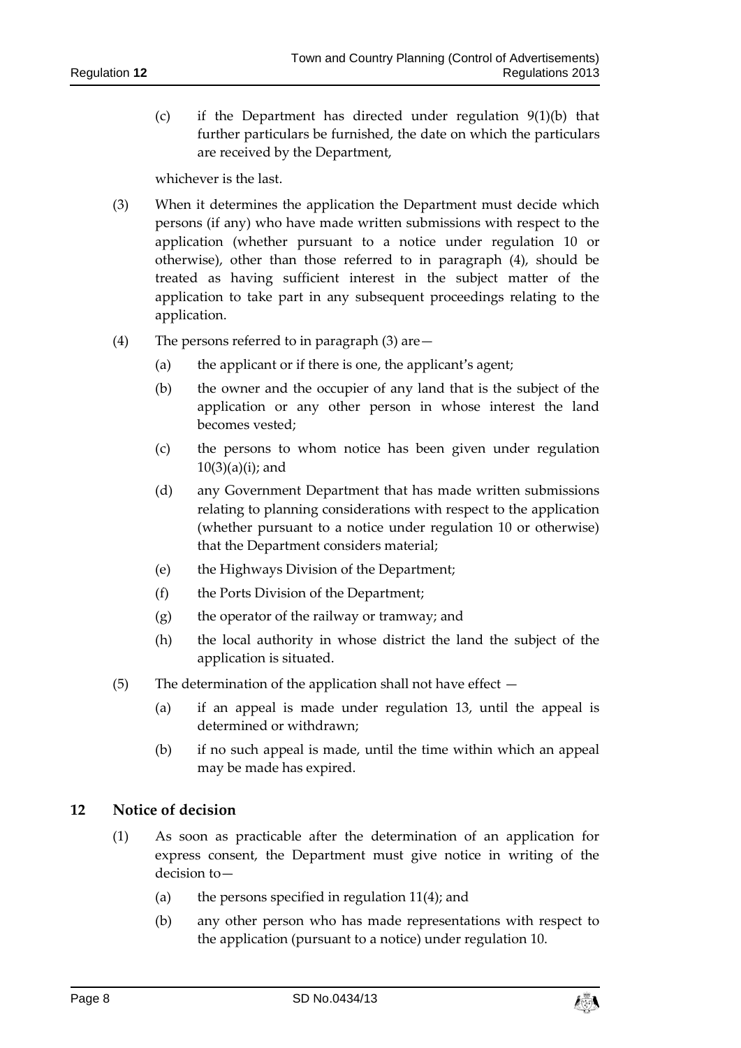(c) if the Department has directed under regulation 9(1)(b) that further particulars be furnished, the date on which the particulars are received by the Department,

whichever is the last.

(3) When it determines the application the Department must decide which persons (if any) who have made written submissions with respect to the application (whether pursuant to a notice under regulation 10 or otherwise), other than those referred to in paragraph (4), should be treated as having sufficient interest in the subject matter of the application to take part in any subsequent proceedings relating to the application.

(4) The persons referred to in paragraph (3) are—

(a) the applicant or if there is one, the applicant's agent;

(b) the owner and the occupier of any land that is the subject of the application or any other person in whose interest the land becomes vested;

(c) the persons to whom notice has been given under regulation 10(3)(a)(i); and

(d) any Government Department that has made written submissions relating to planning considerations with respect to the application (whether pursuant to a notice under regulation 10 or otherwise) that the Department considers material;

(e) the Highways Division of the Department;

(f) the Ports Division of the Department;

(g) the operator of the railway or tramway; and

(h) the local authority in whose district the land the subject of the application is situated.

(5) The determination of the application shall not have effect —

(a) if an appeal is made under regulation 13, until the appeal is determined or withdrawn;

(b) if no such appeal is made, until the time within which an appeal may be made has expired.

## 12 Notice of decision

(1) As soon as practicable after the determination of an application for express consent, the Department must give notice in writing of the decision to—

(a) the persons specified in regulation 11(4); and

(b) any other person who has made representations with respect to the application (pursuant to a notice) under regulation 10.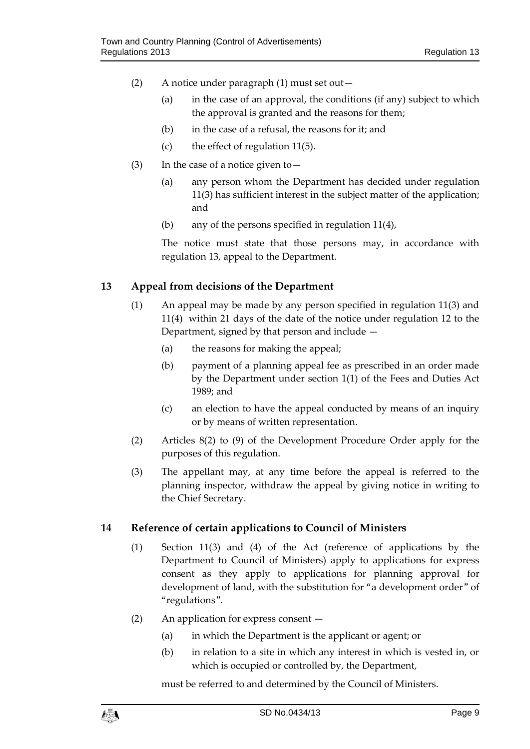(2) A notice under paragraph (1) must set out—

(a) in the case of an approval, the conditions (if any) subject to which the approval is granted and the reasons for them;

(b) in the case of a refusal, the reasons for it; and

(c) the effect of regulation 11(5).

(3) In the case of a notice given to—

(a) any person whom the Department has decided under regulation 11(3) has sufficient interest in the subject matter of the application; and

(b) any of the persons specified in regulation 11(4),

The notice must state that those persons may, in accordance with regulation 13, appeal to the Department.

## 13 Appeal from decisions of the Department

(1) An appeal may be made by any person specified in regulation 11(3) and 11(4) within 21 days of the date of the notice under regulation 12 to the Department, signed by that person and include —

(a) the reasons for making the appeal;

(b) payment of a planning appeal fee as prescribed in an order made by the Department under section 1(1) of the Fees and Duties Act 1989; and

(c) an election to have the appeal conducted by means of an inquiry or by means of written representation.

(2) Articles 8(2) to (9) of the Development Procedure Order apply for the purposes of this regulation.

(3) The appellant may, at any time before the appeal is referred to the planning inspector, withdraw the appeal by giving notice in writing to the Chief Secretary.

## 14 Reference of certain applications to Council of Ministers

(1) Section 11(3) and (4) of the Act (reference of applications by the Department to Council of Ministers) apply to applications for express consent as they apply to applications for planning approval for development of land, with the substitution for "a development order" of "regulations".

(2) An application for express consent —

(a) in which the Department is the applicant or agent; or

(b) in relation to a site in which any interest in which is vested in, or which is occupied or controlled by, the Department,

must be referred to and determined by the Council of Ministers.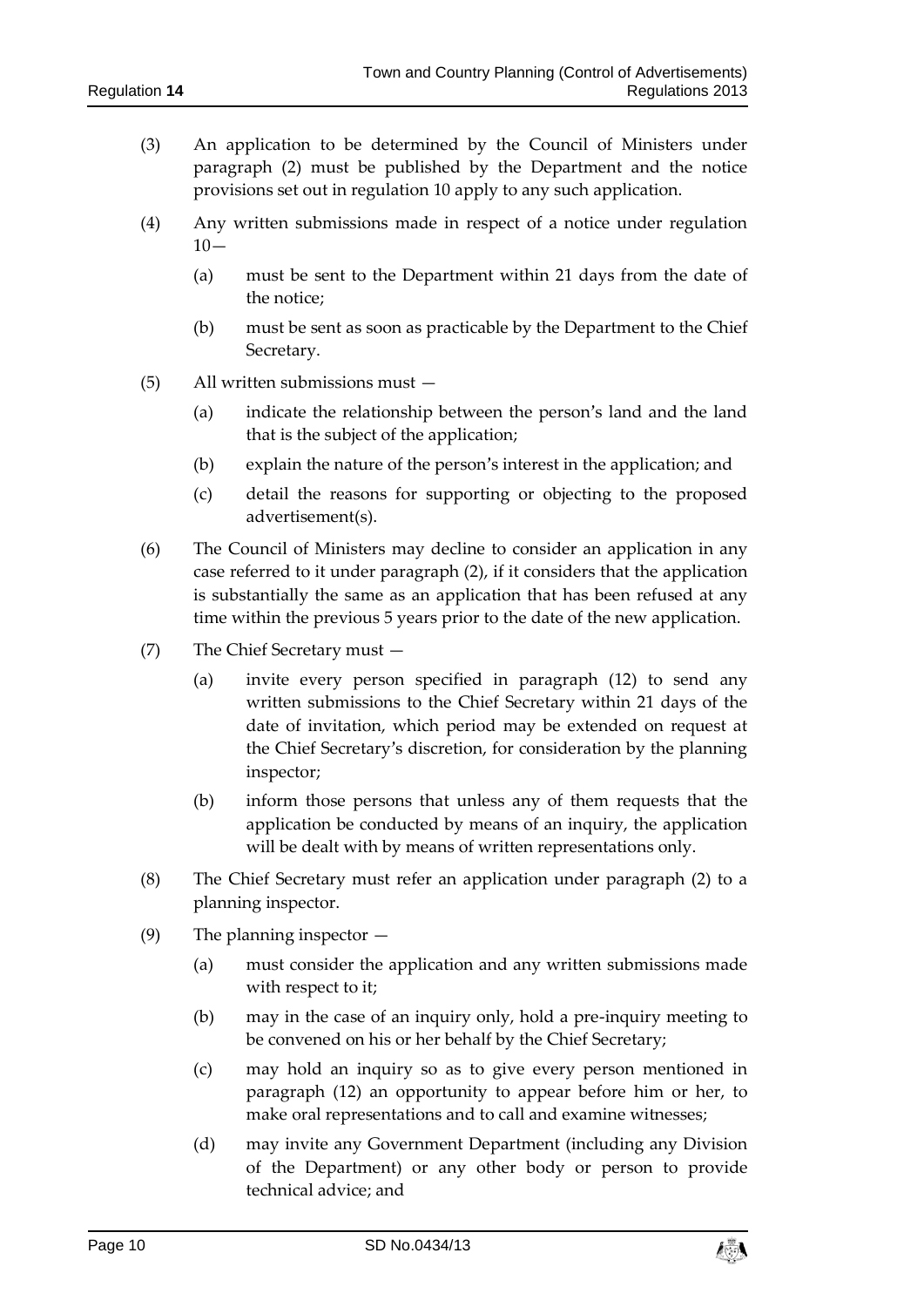(3) An application to be determined by the Council of Ministers under paragraph (2) must be published by the Department and the notice provisions set out in regulation 10 apply to any such application.

(4) Any written submissions made in respect of a notice under regulation 10—

(a) must be sent to the Department within 21 days from the date of the notice;

(b) must be sent as soon as practicable by the Department to the Chief Secretary.

(5) All written submissions must —

(a) indicate the relationship between the person's land and the land that is the subject of the application;

(b) explain the nature of the person's interest in the application; and

(c) detail the reasons for supporting or objecting to the proposed advertisement(s).

(6) The Council of Ministers may decline to consider an application in any case referred to it under paragraph (2), if it considers that the application is substantially the same as an application that has been refused at any time within the previous 5 years prior to the date of the new application.

(7) The Chief Secretary must —

(a) invite every person specified in paragraph (12) to send any written submissions to the Chief Secretary within 21 days of the date of invitation, which period may be extended on request at the Chief Secretary's discretion, for consideration by the planning inspector;

(b) inform those persons that unless any of them requests that the application be conducted by means of an inquiry, the application will be dealt with by means of written representations only.

(8) The Chief Secretary must refer an application under paragraph (2) to a planning inspector.

(9) The planning inspector —

(a) must consider the application and any written submissions made with respect to it;

(b) may in the case of an inquiry only, hold a pre-inquiry meeting to be convened on his or her behalf by the Chief Secretary;

(c) may hold an inquiry so as to give every person mentioned in paragraph (12) an opportunity to appear before him or her, to make oral representations and to call and examine witnesses;

(d) may invite any Government Department (including any Division of the Department) or any other body or person to provide technical advice; and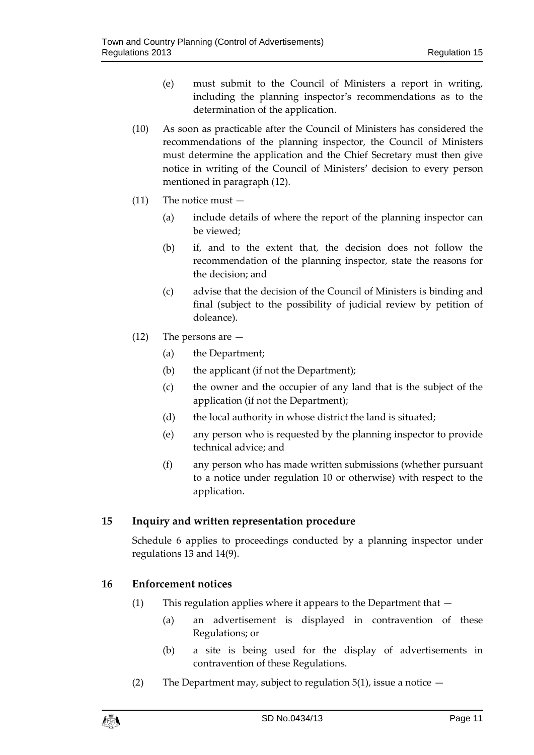(e) must submit to the Council of Ministers a report in writing, including the planning inspector's recommendations as to the determination of the application.

(10) As soon as practicable after the Council of Ministers has considered the recommendations of the planning inspector, the Council of Ministers must determine the application and the Chief Secretary must then give notice in writing of the Council of Ministers' decision to every person mentioned in paragraph (12).

(11) The notice must —

(a) include details of where the report of the planning inspector can be viewed;

(b) if, and to the extent that, the decision does not follow the recommendation of the planning inspector, state the reasons for the decision; and

(c) advise that the decision of the Council of Ministers is binding and final (subject to the possibility of judicial review by petition of doleance).

(12) The persons are —

(a) the Department;

(b) the applicant (if not the Department);

(c) the owner and the occupier of any land that is the subject of the application (if not the Department);

(d) the local authority in whose district the land is situated;

(e) any person who is requested by the planning inspector to provide technical advice; and

(f) any person who has made written submissions (whether pursuant to a notice under regulation 10 or otherwise) with respect to the application.

## 15 Inquiry and written representation procedure

Schedule 6 applies to proceedings conducted by a planning inspector under regulations 13 and 14(9).

## 16 Enforcement notices

(1) This regulation applies where it appears to the Department that —

(a) an advertisement is displayed in contravention of these Regulations; or

(b) a site is being used for the display of advertisements in contravention of these Regulations.

(2) The Department may, subject to regulation 5(1), issue a notice —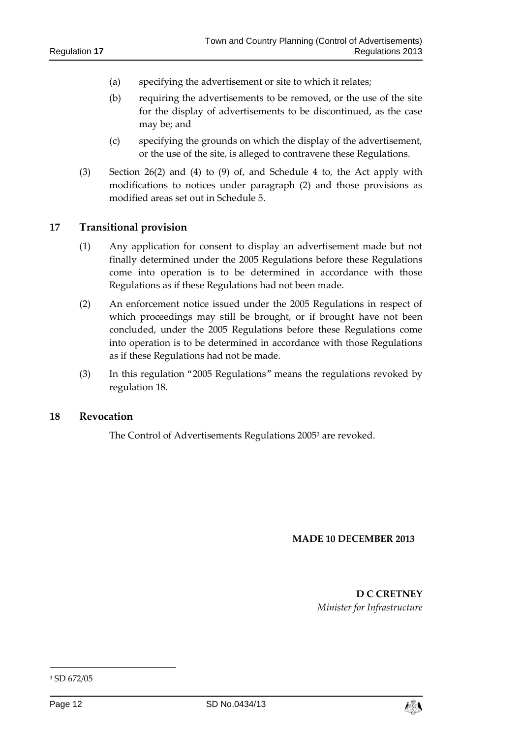(a) specifying the advertisement or site to which it relates;

(b) requiring the advertisements to be removed, or the use of the site for the display of advertisements to be discontinued, as the case may be; and

(c) specifying the grounds on which the display of the advertisement, or the use of the site, is alleged to contravene these Regulations.

(3) Section 26(2) and (4) to (9) of, and Schedule 4 to, the Act apply with modifications to notices under paragraph (2) and those provisions as modified areas set out in Schedule 5.

## 17 Transitional provision

(1) Any application for consent to display an advertisement made but not finally determined under the 2005 Regulations before these Regulations come into operation is to be determined in accordance with those Regulations as if these Regulations had not been made.

(2) An enforcement notice issued under the 2005 Regulations in respect of which proceedings may still be brought, or if brought have not been concluded, under the 2005 Regulations before these Regulations come into operation is to be determined in accordance with those Regulations as if these Regulations had not be made.

(3) In this regulation "2005 Regulations" means the regulations revoked by regulation 18.

## 18 Revocation

The Control of Advertisements Regulations 2005[3] are revoked.

**MADE 10 DECEMBER 2013**

**D C CRETNEY**
*Minister for Infrastructure*

[3] SD 672/05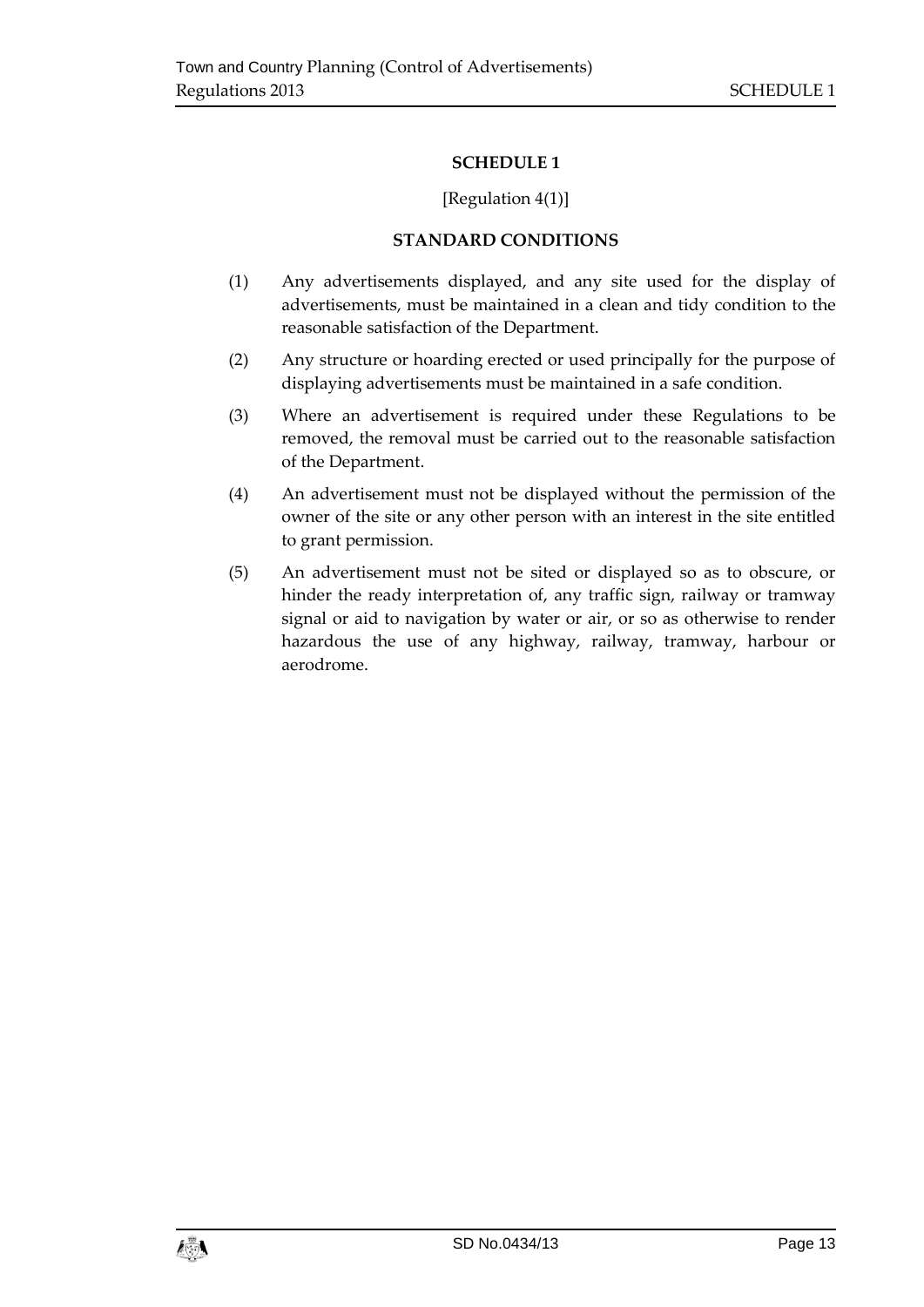## SCHEDULE 1

[Regulation 4(1)]

### STANDARD CONDITIONS

(1) Any advertisements displayed, and any site used for the display of advertisements, must be maintained in a clean and tidy condition to the reasonable satisfaction of the Department.

(2) Any structure or hoarding erected or used principally for the purpose of displaying advertisements must be maintained in a safe condition.

(3) Where an advertisement is required under these Regulations to be removed, the removal must be carried out to the reasonable satisfaction of the Department.

(4) An advertisement must not be displayed without the permission of the owner of the site or any other person with an interest in the site entitled to grant permission.

(5) An advertisement must not be sited or displayed so as to obscure, or hinder the ready interpretation of, any traffic sign, railway or tramway signal or aid to navigation by water or air, or so as otherwise to render hazardous the use of any highway, railway, tramway, harbour or aerodrome.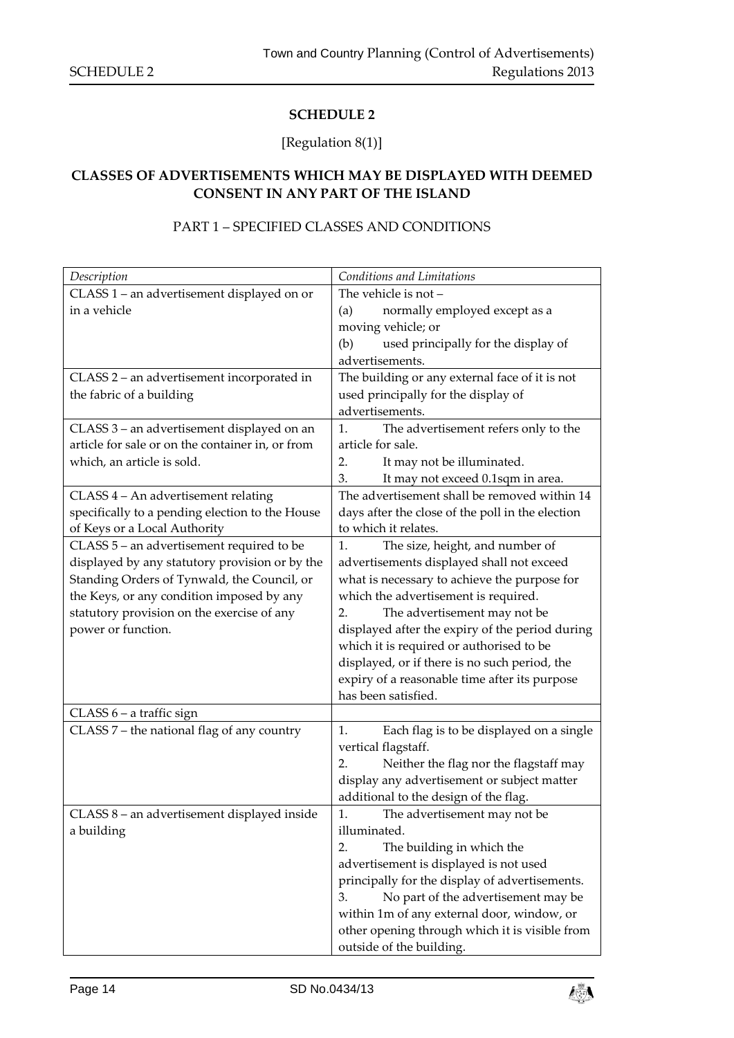# SCHEDULE 2

[Regulation 8(1)]

## CLASSES OF ADVERTISEMENTS WHICH MAY BE DISPLAYED WITH DEEMED CONSENT IN ANY PART OF THE ISLAND

### PART 1 – SPECIFIED CLASSES AND CONDITIONS

| *Description* | *Conditions and Limitations* |
|---|---|
| CLASS 1 – an advertisement displayed on or in a vehicle | The vehicle is not –<br>(a) normally employed except as a moving vehicle; or<br>(b) used principally for the display of advertisements. |
| CLASS 2 – an advertisement incorporated in the fabric of a building | The building or any external face of it is not used principally for the display of advertisements. |
| CLASS 3 – an advertisement displayed on an article for sale or on the container in, or from which, an article is sold. | 1. The advertisement refers only to the article for sale.<br>2. It may not be illuminated.<br>3. It may not exceed 0.1sqm in area. |
| CLASS 4 – An advertisement relating specifically to a pending election to the House of Keys or a Local Authority | The advertisement shall be removed within 14 days after the close of the poll in the election to which it relates. |
| CLASS 5 – an advertisement required to be displayed by any statutory provision or by the Standing Orders of Tynwald, the Council, or the Keys, or any condition imposed by any statutory provision on the exercise of any power or function. | 1. The size, height, and number of advertisements displayed shall not exceed what is necessary to achieve the purpose for which the advertisement is required.<br>2. The advertisement may not be displayed after the expiry of the period during which it is required or authorised to be displayed, or if there is no such period, the expiry of a reasonable time after its purpose has been satisfied. |
| CLASS 6 – a traffic sign | |
| CLASS 7 – the national flag of any country | 1. Each flag is to be displayed on a single vertical flagstaff.<br>2. Neither the flag nor the flagstaff may display any advertisement or subject matter additional to the design of the flag. |
| CLASS 8 – an advertisement displayed inside a building | 1. The advertisement may not be illuminated.<br>2. The building in which the advertisement is displayed is not used principally for the display of advertisements.<br>3. No part of the advertisement may be within 1m of any external door, window, or other opening through which it is visible from outside of the building. |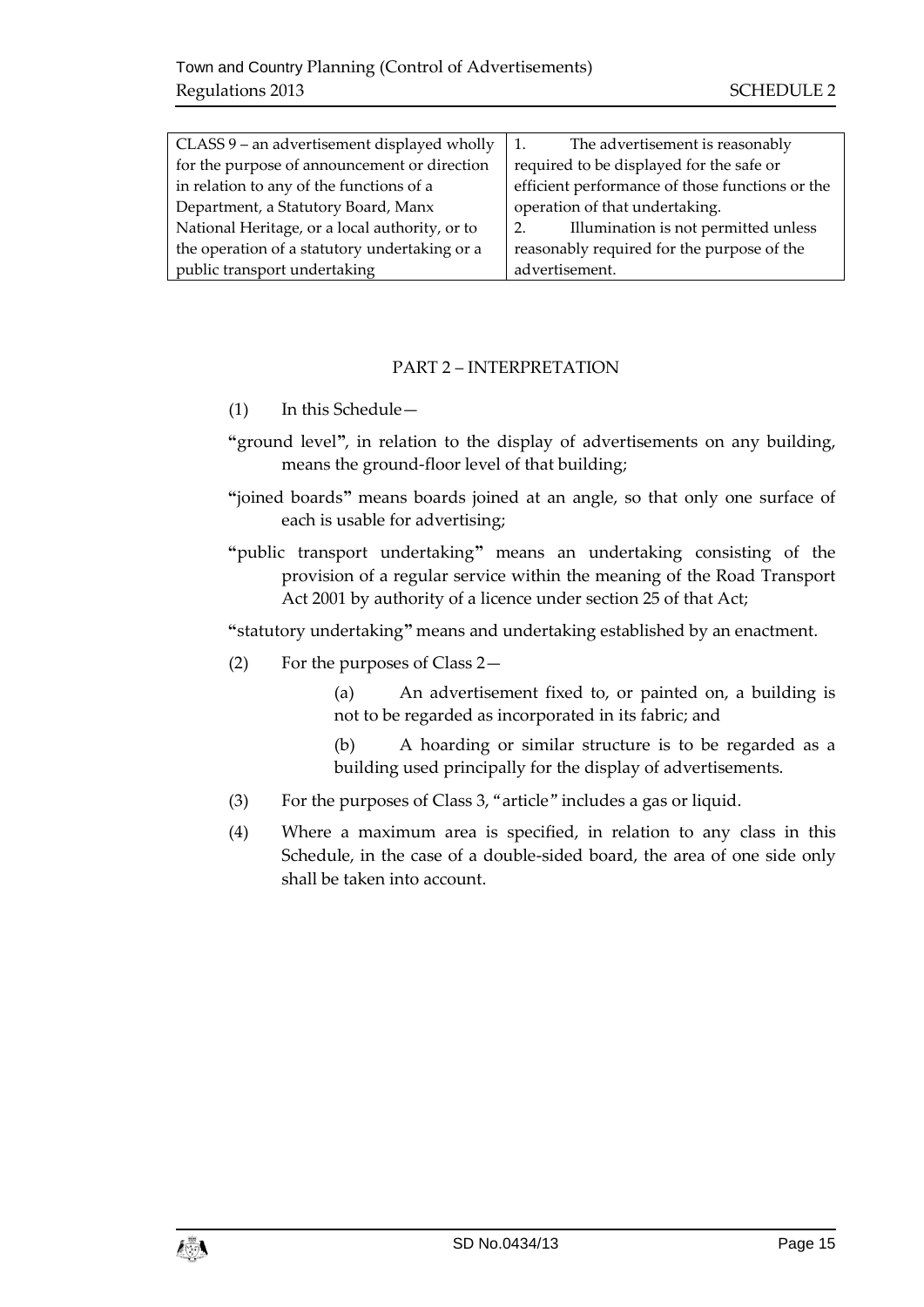| CLASS 9 – an advertisement displayed wholly for the purpose of announcement or direction in relation to any of the functions of a Department, a Statutory Board, Manx National Heritage, or a local authority, or to the operation of a statutory undertaking or a public transport undertaking | 1. The advertisement is reasonably required to be displayed for the safe or efficient performance of those functions or the operation of that undertaking.<br>2. Illumination is not permitted unless reasonably required for the purpose of the advertisement. |
|---|---|

## PART 2 – INTERPRETATION

(1) In this Schedule—

"ground level", in relation to the display of advertisements on any building, means the ground-floor level of that building;

"joined boards" means boards joined at an angle, so that only one surface of each is usable for advertising;

"public transport undertaking" means an undertaking consisting of the provision of a regular service within the meaning of the Road Transport Act 2001 by authority of a licence under section 25 of that Act;

"statutory undertaking" means and undertaking established by an enactment.

(2) For the purposes of Class 2—

(a) An advertisement fixed to, or painted on, a building is not to be regarded as incorporated in its fabric; and

(b) A hoarding or similar structure is to be regarded as a building used principally for the display of advertisements.

(3) For the purposes of Class 3, "article" includes a gas or liquid.

(4) Where a maximum area is specified, in relation to any class in this Schedule, in the case of a double-sided board, the area of one side only shall be taken into account.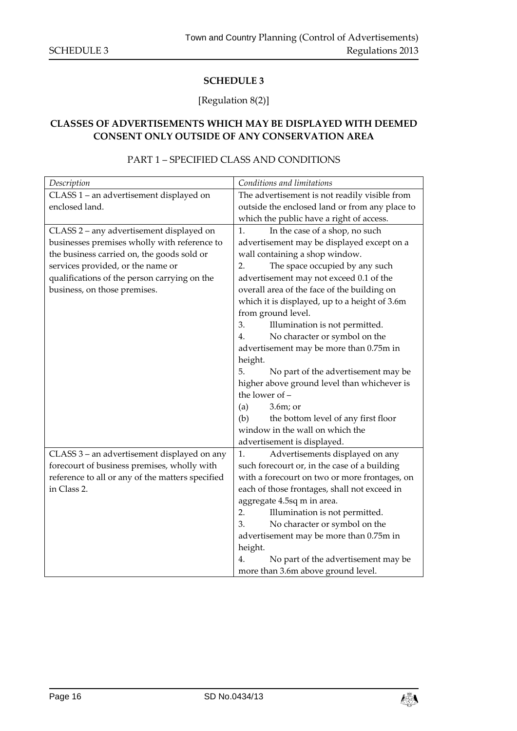## SCHEDULE 3

[Regulation 8(2)]

### CLASSES OF ADVERTISEMENTS WHICH MAY BE DISPLAYED WITH DEEMED CONSENT ONLY OUTSIDE OF ANY CONSERVATION AREA

PART 1 – SPECIFIED CLASS AND CONDITIONS

| *Description* | *Conditions and limitations* |
|---|---|
| CLASS 1 – an advertisement displayed on enclosed land. | The advertisement is not readily visible from outside the enclosed land or from any place to which the public have a right of access. |
| CLASS 2 – any advertisement displayed on businesses premises wholly with reference to the business carried on, the goods sold or services provided, or the name or qualifications of the person carrying on the business, on those premises. | 1. In the case of a shop, no such advertisement may be displayed except on a wall containing a shop window.<br>2. The space occupied by any such advertisement may not exceed 0.1 of the overall area of the face of the building on which it is displayed, up to a height of 3.6m from ground level.<br>3. Illumination is not permitted.<br>4. No character or symbol on the advertisement may be more than 0.75m in height.<br>5. No part of the advertisement may be higher above ground level than whichever is the lower of –<br>(a) 3.6m; or<br>(b) the bottom level of any first floor window in the wall on which the advertisement is displayed. |
| CLASS 3 – an advertisement displayed on any forecourt of business premises, wholly with reference to all or any of the matters specified in Class 2. | 1. Advertisements displayed on any such forecourt or, in the case of a building with a forecourt on two or more frontages, on each of those frontages, shall not exceed in aggregate 4.5sq m in area.<br>2. Illumination is not permitted.<br>3. No character or symbol on the advertisement may be more than 0.75m in height.<br>4. No part of the advertisement may be more than 3.6m above ground level. |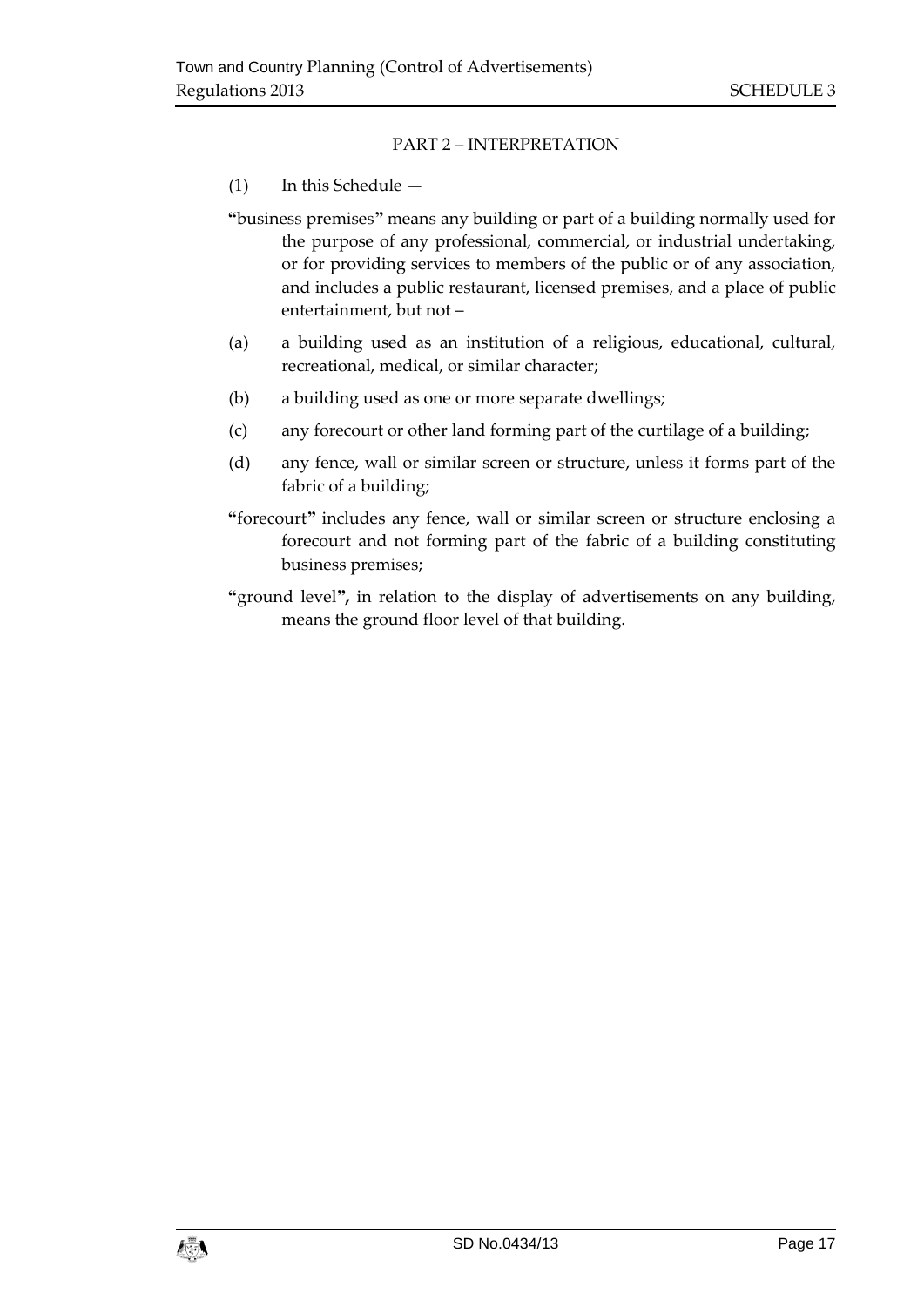## PART 2 – INTERPRETATION

(1) In this Schedule —

**"**business premises**"** means any building or part of a building normally used for the purpose of any professional, commercial, or industrial undertaking, or for providing services to members of the public or of any association, and includes a public restaurant, licensed premises, and a place of public entertainment, but not –

(a) a building used as an institution of a religious, educational, cultural, recreational, medical, or similar character;

(b) a building used as one or more separate dwellings;

(c) any forecourt or other land forming part of the curtilage of a building;

(d) any fence, wall or similar screen or structure, unless it forms part of the fabric of a building;

**"**forecourt**"** includes any fence, wall or similar screen or structure enclosing a forecourt and not forming part of the fabric of a building constituting business premises;

**"**ground level**",** in relation to the display of advertisements on any building, means the ground floor level of that building.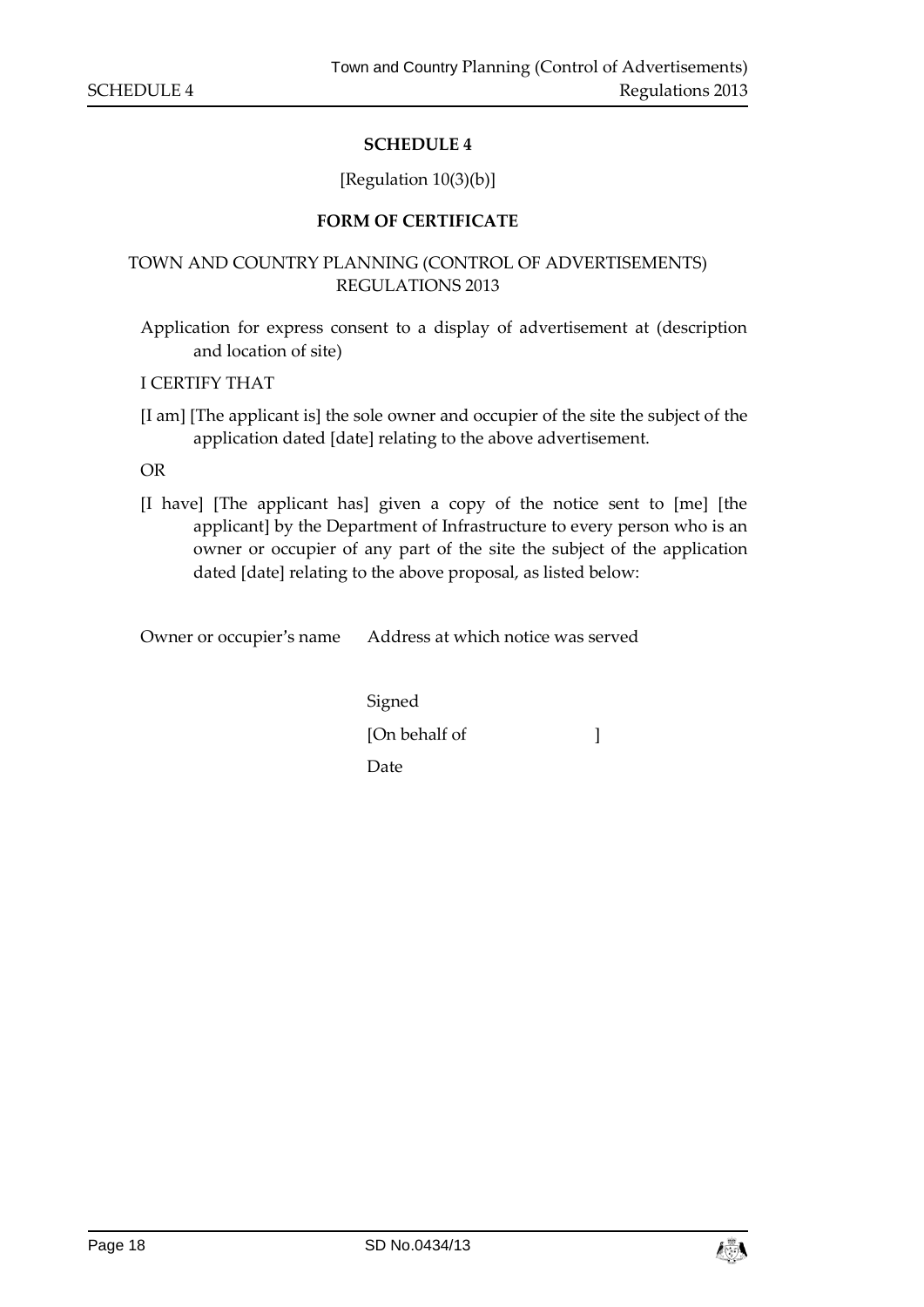# SCHEDULE 4

[Regulation 10(3)(b)]

## FORM OF CERTIFICATE

TOWN AND COUNTRY PLANNING (CONTROL OF ADVERTISEMENTS) REGULATIONS 2013

Application for express consent to a display of advertisement at (description and location of site)

I CERTIFY THAT

[I am] [The applicant is] the sole owner and occupier of the site the subject of the application dated [date] relating to the above advertisement.

OR

[I have] [The applicant has] given a copy of the notice sent to [me] [the applicant] by the Department of Infrastructure to every person who is an owner or occupier of any part of the site the subject of the application dated [date] relating to the above proposal, as listed below:

| Owner or occupier's name | Address at which notice was served |
| --- | --- |

Signed

[On behalf of ]

Date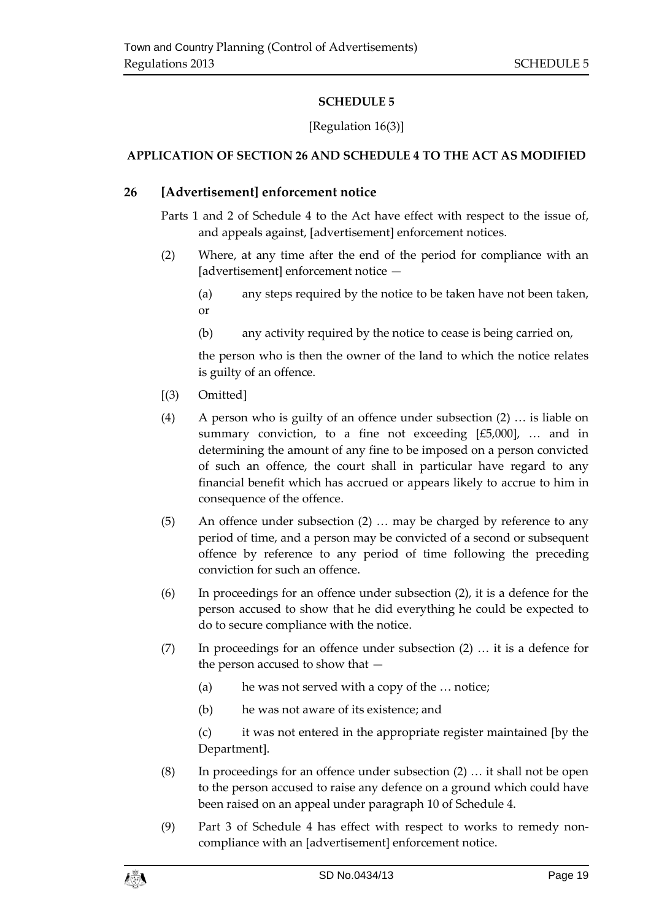# SCHEDULE 5

[Regulation 16(3)]

## APPLICATION OF SECTION 26 AND SCHEDULE 4 TO THE ACT AS MODIFIED

### 26 [Advertisement] enforcement notice

Parts 1 and 2 of Schedule 4 to the Act have effect with respect to the issue of, and appeals against, [advertisement] enforcement notices.

(2) Where, at any time after the end of the period for compliance with an [advertisement] enforcement notice —

(a) any steps required by the notice to be taken have not been taken, or

(b) any activity required by the notice to cease is being carried on,

the person who is then the owner of the land to which the notice relates is guilty of an offence.

[(3) Omitted]

(4) A person who is guilty of an offence under subsection (2) … is liable on summary conviction, to a fine not exceeding [£5,000], … and in determining the amount of any fine to be imposed on a person convicted of such an offence, the court shall in particular have regard to any financial benefit which has accrued or appears likely to accrue to him in consequence of the offence.

(5) An offence under subsection (2) … may be charged by reference to any period of time, and a person may be convicted of a second or subsequent offence by reference to any period of time following the preceding conviction for such an offence.

(6) In proceedings for an offence under subsection (2), it is a defence for the person accused to show that he did everything he could be expected to do to secure compliance with the notice.

(7) In proceedings for an offence under subsection (2) … it is a defence for the person accused to show that —

(a) he was not served with a copy of the … notice;

(b) he was not aware of its existence; and

(c) it was not entered in the appropriate register maintained [by the Department].

(8) In proceedings for an offence under subsection (2) … it shall not be open to the person accused to raise any defence on a ground which could have been raised on an appeal under paragraph 10 of Schedule 4.

(9) Part 3 of Schedule 4 has effect with respect to works to remedy non-compliance with an [advertisement] enforcement notice.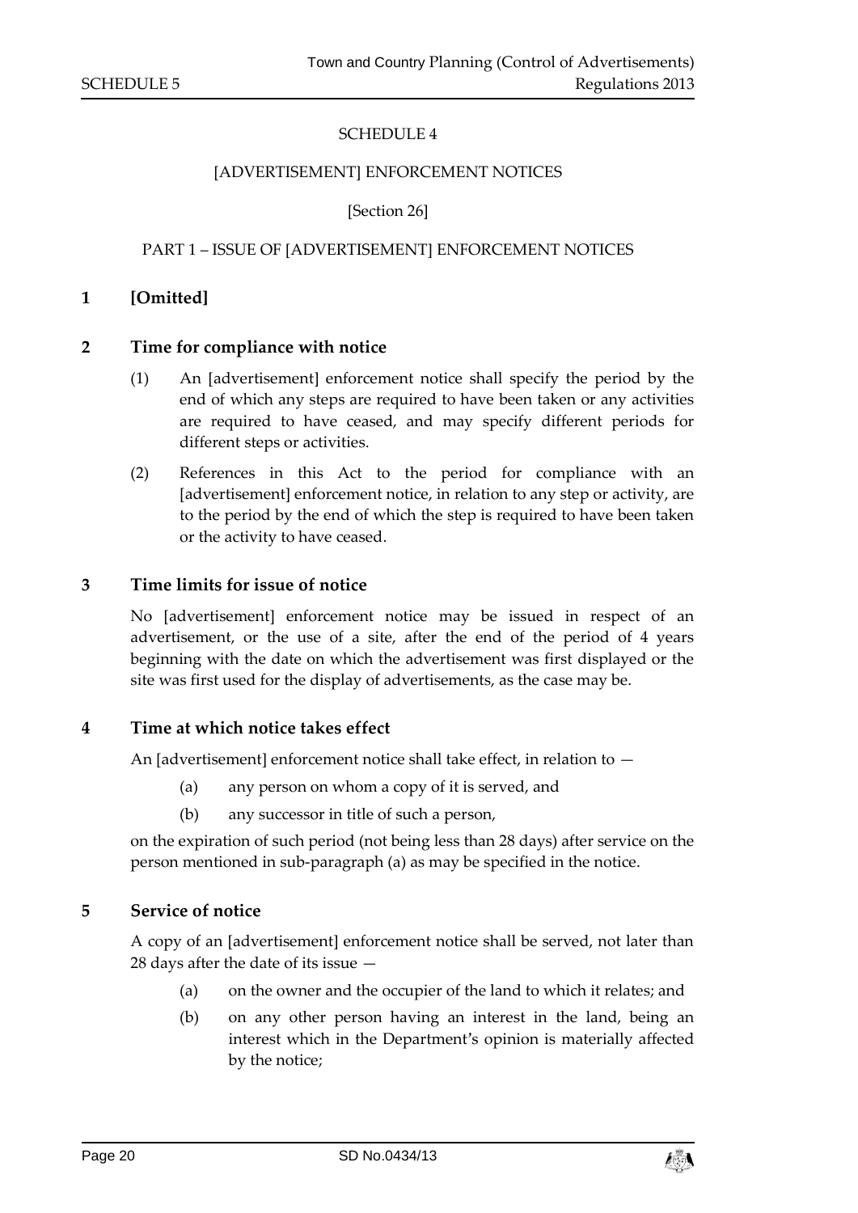SCHEDULE 4

[ADVERTISEMENT] ENFORCEMENT NOTICES

[Section 26]

PART 1 – ISSUE OF [ADVERTISEMENT] ENFORCEMENT NOTICES

**1 [Omitted]**

**2 Time for compliance with notice**

(1) An [advertisement] enforcement notice shall specify the period by the end of which any steps are required to have been taken or any activities are required to have ceased, and may specify different periods for different steps or activities.

(2) References in this Act to the period for compliance with an [advertisement] enforcement notice, in relation to any step or activity, are to the period by the end of which the step is required to have been taken or the activity to have ceased.

**3 Time limits for issue of notice**

No [advertisement] enforcement notice may be issued in respect of an advertisement, or the use of a site, after the end of the period of 4 years beginning with the date on which the advertisement was first displayed or the site was first used for the display of advertisements, as the case may be.

**4 Time at which notice takes effect**

An [advertisement] enforcement notice shall take effect, in relation to —

(a) any person on whom a copy of it is served, and

(b) any successor in title of such a person,

on the expiration of such period (not being less than 28 days) after service on the person mentioned in sub-paragraph (a) as may be specified in the notice.

**5 Service of notice**

A copy of an [advertisement] enforcement notice shall be served, not later than 28 days after the date of its issue —

(a) on the owner and the occupier of the land to which it relates; and

(b) on any other person having an interest in the land, being an interest which in the Department's opinion is materially affected by the notice;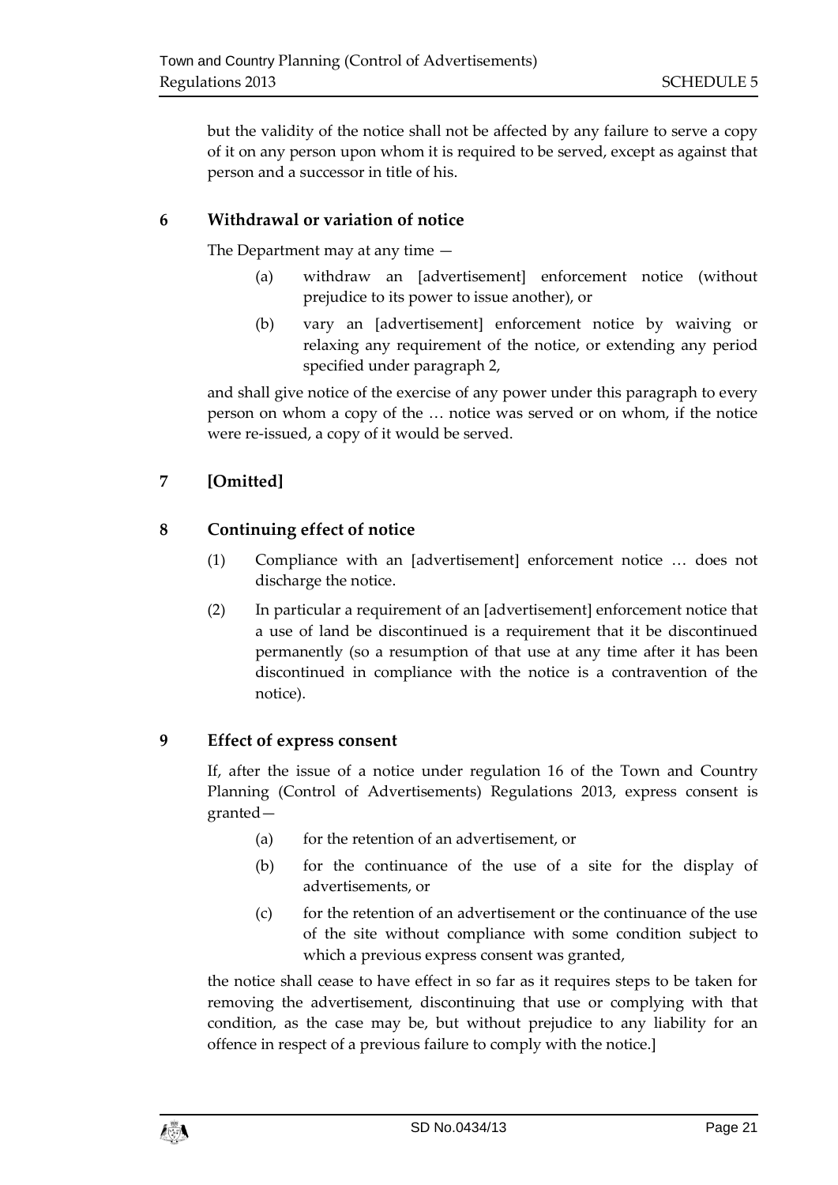but the validity of the notice shall not be affected by any failure to serve a copy of it on any person upon whom it is required to be served, except as against that person and a successor in title of his.

### 6 Withdrawal or variation of notice

The Department may at any time —

(a) withdraw an [advertisement] enforcement notice (without prejudice to its power to issue another), or

(b) vary an [advertisement] enforcement notice by waiving or relaxing any requirement of the notice, or extending any period specified under paragraph 2,

and shall give notice of the exercise of any power under this paragraph to every person on whom a copy of the … notice was served or on whom, if the notice were re-issued, a copy of it would be served.

### 7 [Omitted]

### 8 Continuing effect of notice

(1) Compliance with an [advertisement] enforcement notice … does not discharge the notice.

(2) In particular a requirement of an [advertisement] enforcement notice that a use of land be discontinued is a requirement that it be discontinued permanently (so a resumption of that use at any time after it has been discontinued in compliance with the notice is a contravention of the notice).

### 9 Effect of express consent

If, after the issue of a notice under regulation 16 of the Town and Country Planning (Control of Advertisements) Regulations 2013, express consent is granted—

(a) for the retention of an advertisement, or

(b) for the continuance of the use of a site for the display of advertisements, or

(c) for the retention of an advertisement or the continuance of the use of the site without compliance with some condition subject to which a previous express consent was granted,

the notice shall cease to have effect in so far as it requires steps to be taken for removing the advertisement, discontinuing that use or complying with that condition, as the case may be, but without prejudice to any liability for an offence in respect of a previous failure to comply with the notice.]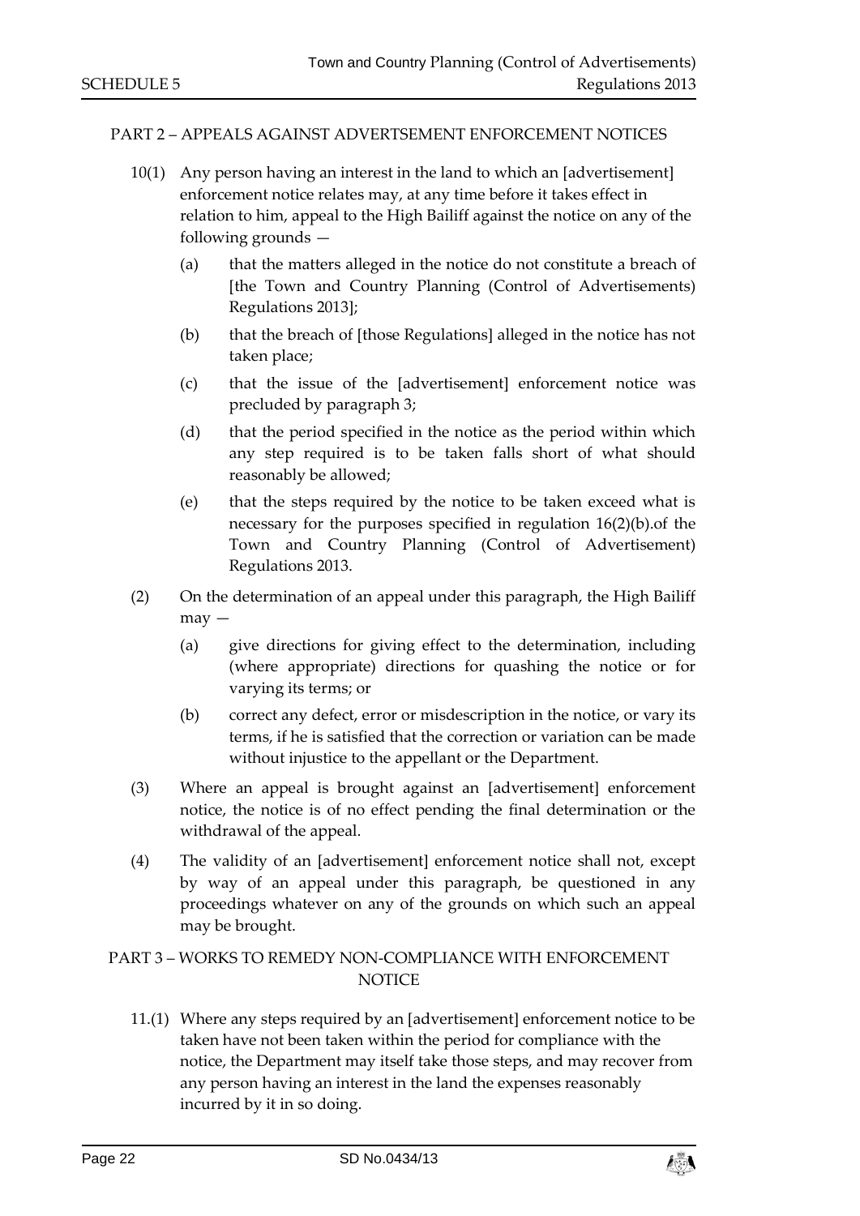## PART 2 – APPEALS AGAINST ADVERTISEMENT ENFORCEMENT NOTICES

10(1) Any person having an interest in the land to which an [advertisement] enforcement notice relates may, at any time before it takes effect in relation to him, appeal to the High Bailiff against the notice on any of the following grounds —

(a) that the matters alleged in the notice do not constitute a breach of [the Town and Country Planning (Control of Advertisements) Regulations 2013];

(b) that the breach of [those Regulations] alleged in the notice has not taken place;

(c) that the issue of the [advertisement] enforcement notice was precluded by paragraph 3;

(d) that the period specified in the notice as the period within which any step required is to be taken falls short of what should reasonably be allowed;

(e) that the steps required by the notice to be taken exceed what is necessary for the purposes specified in regulation 16(2)(b).of the Town and Country Planning (Control of Advertisement) Regulations 2013.

(2) On the determination of an appeal under this paragraph, the High Bailiff may —

(a) give directions for giving effect to the determination, including (where appropriate) directions for quashing the notice or for varying its terms; or

(b) correct any defect, error or misdescription in the notice, or vary its terms, if he is satisfied that the correction or variation can be made without injustice to the appellant or the Department.

(3) Where an appeal is brought against an [advertisement] enforcement notice, the notice is of no effect pending the final determination or the withdrawal of the appeal.

(4) The validity of an [advertisement] enforcement notice shall not, except by way of an appeal under this paragraph, be questioned in any proceedings whatever on any of the grounds on which such an appeal may be brought.

## PART 3 – WORKS TO REMEDY NON-COMPLIANCE WITH ENFORCEMENT NOTICE

11.(1) Where any steps required by an [advertisement] enforcement notice to be taken have not been taken within the period for compliance with the notice, the Department may itself take those steps, and may recover from any person having an interest in the land the expenses reasonably incurred by it in so doing.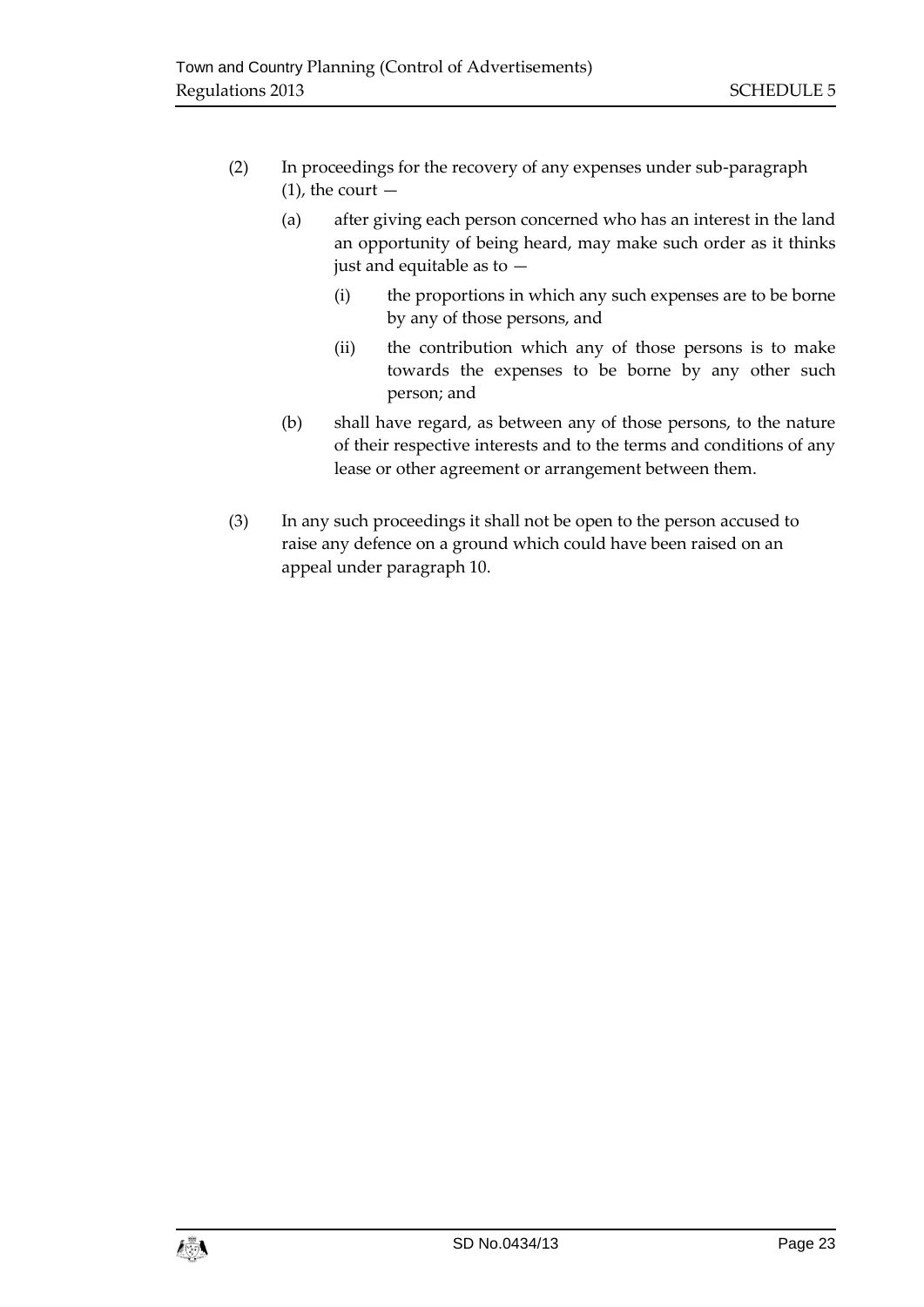(2) In proceedings for the recovery of any expenses under sub-paragraph (1), the court —

(a) after giving each person concerned who has an interest in the land an opportunity of being heard, may make such order as it thinks just and equitable as to —

(i) the proportions in which any such expenses are to be borne by any of those persons, and

(ii) the contribution which any of those persons is to make towards the expenses to be borne by any other such person; and

(b) shall have regard, as between any of those persons, to the nature of their respective interests and to the terms and conditions of any lease or other agreement or arrangement between them.

(3) In any such proceedings it shall not be open to the person accused to raise any defence on a ground which could have been raised on an appeal under paragraph 10.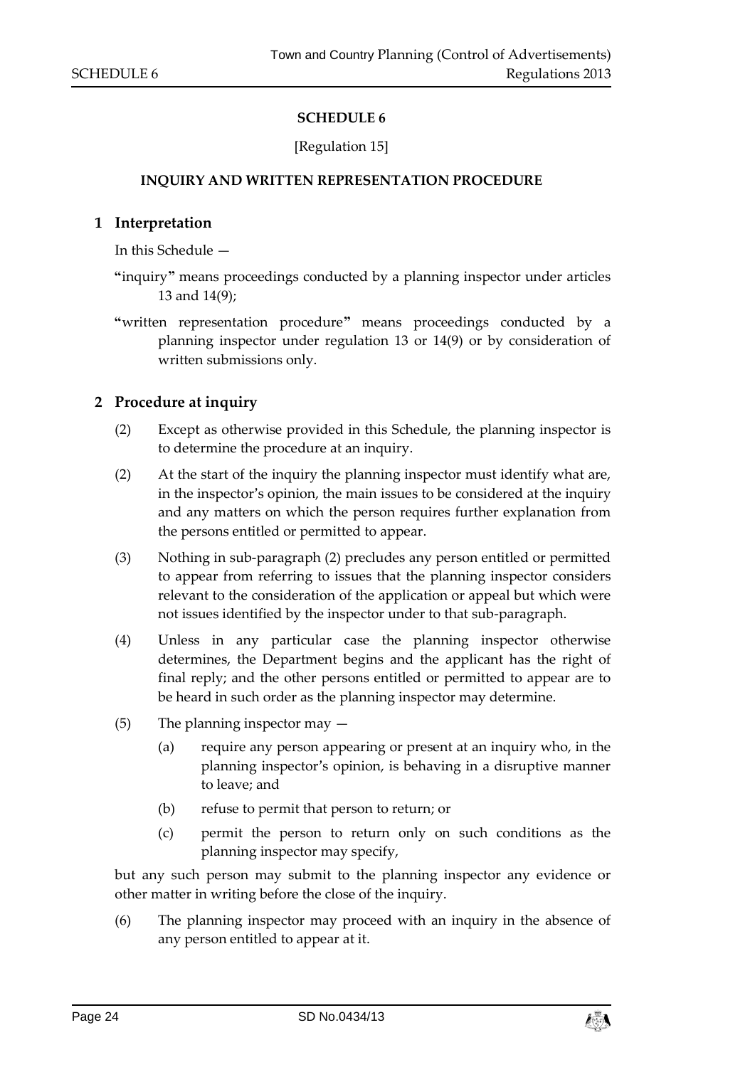# SCHEDULE 6

[Regulation 15]

## INQUIRY AND WRITTEN REPRESENTATION PROCEDURE

### 1 Interpretation

In this Schedule —

**"**inquiry**"** means proceedings conducted by a planning inspector under articles 13 and 14(9);

**"**written representation procedure**"** means proceedings conducted by a planning inspector under regulation 13 or 14(9) or by consideration of written submissions only.

### 2 Procedure at inquiry

(2) Except as otherwise provided in this Schedule, the planning inspector is to determine the procedure at an inquiry.

(2) At the start of the inquiry the planning inspector must identify what are, in the inspector's opinion, the main issues to be considered at the inquiry and any matters on which the person requires further explanation from the persons entitled or permitted to appear.

(3) Nothing in sub-paragraph (2) precludes any person entitled or permitted to appear from referring to issues that the planning inspector considers relevant to the consideration of the application or appeal but which were not issues identified by the inspector under to that sub-paragraph.

(4) Unless in any particular case the planning inspector otherwise determines, the Department begins and the applicant has the right of final reply; and the other persons entitled or permitted to appear are to be heard in such order as the planning inspector may determine.

(5) The planning inspector may —

(a) require any person appearing or present at an inquiry who, in the planning inspector's opinion, is behaving in a disruptive manner to leave; and

(b) refuse to permit that person to return; or

(c) permit the person to return only on such conditions as the planning inspector may specify,

but any such person may submit to the planning inspector any evidence or other matter in writing before the close of the inquiry.

(6) The planning inspector may proceed with an inquiry in the absence of any person entitled to appear at it.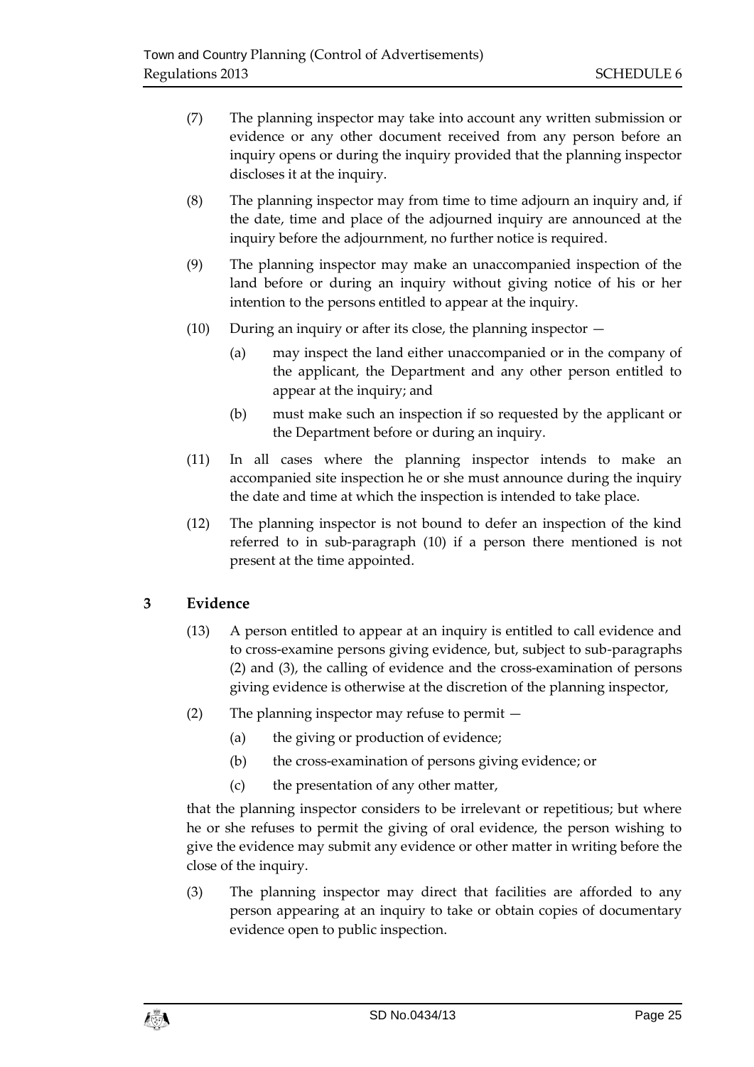(7) The planning inspector may take into account any written submission or evidence or any other document received from any person before an inquiry opens or during the inquiry provided that the planning inspector discloses it at the inquiry.

(8) The planning inspector may from time to time adjourn an inquiry and, if the date, time and place of the adjourned inquiry are announced at the inquiry before the adjournment, no further notice is required.

(9) The planning inspector may make an unaccompanied inspection of the land before or during an inquiry without giving notice of his or her intention to the persons entitled to appear at the inquiry.

(10) During an inquiry or after its close, the planning inspector —

(a) may inspect the land either unaccompanied or in the company of the applicant, the Department and any other person entitled to appear at the inquiry; and

(b) must make such an inspection if so requested by the applicant or the Department before or during an inquiry.

(11) In all cases where the planning inspector intends to make an accompanied site inspection he or she must announce during the inquiry the date and time at which the inspection is intended to take place.

(12) The planning inspector is not bound to defer an inspection of the kind referred to in sub-paragraph (10) if a person there mentioned is not present at the time appointed.

## 3 Evidence

(13) A person entitled to appear at an inquiry is entitled to call evidence and to cross-examine persons giving evidence, but, subject to sub-paragraphs (2) and (3), the calling of evidence and the cross-examination of persons giving evidence is otherwise at the discretion of the planning inspector,

(2) The planning inspector may refuse to permit —

(a) the giving or production of evidence;

(b) the cross-examination of persons giving evidence; or

(c) the presentation of any other matter,

that the planning inspector considers to be irrelevant or repetitious; but where he or she refuses to permit the giving of oral evidence, the person wishing to give the evidence may submit any evidence or other matter in writing before the close of the inquiry.

(3) The planning inspector may direct that facilities are afforded to any person appearing at an inquiry to take or obtain copies of documentary evidence open to public inspection.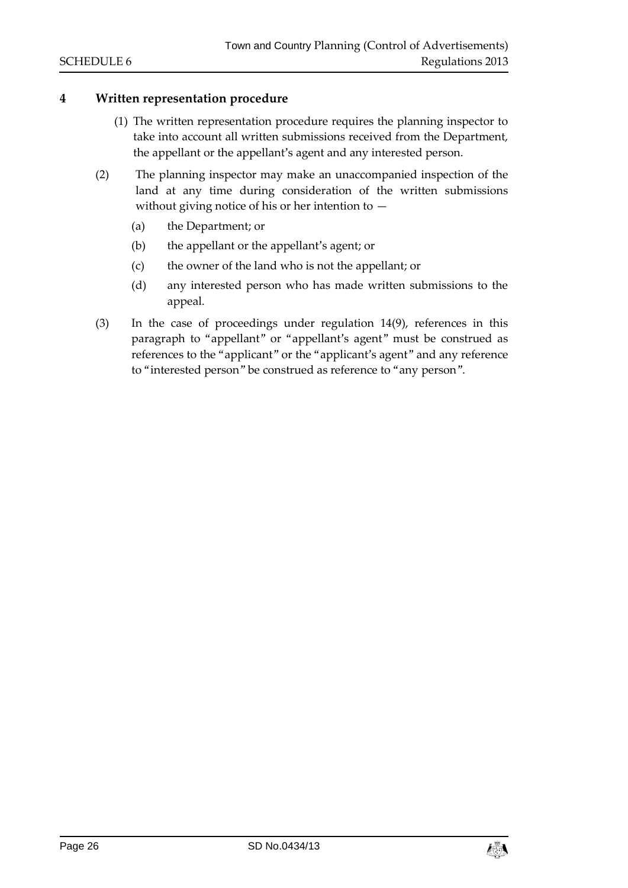## 4 Written representation procedure

(1) The written representation procedure requires the planning inspector to take into account all written submissions received from the Department, the appellant or the appellant's agent and any interested person.

(2) The planning inspector may make an unaccompanied inspection of the land at any time during consideration of the written submissions without giving notice of his or her intention to —

(a) the Department; or

(b) the appellant or the appellant's agent; or

(c) the owner of the land who is not the appellant; or

(d) any interested person who has made written submissions to the appeal.

(3) In the case of proceedings under regulation 14(9), references in this paragraph to "appellant" or "appellant's agent" must be construed as references to the "applicant" or the "applicant's agent" and any reference to "interested person" be construed as reference to "any person".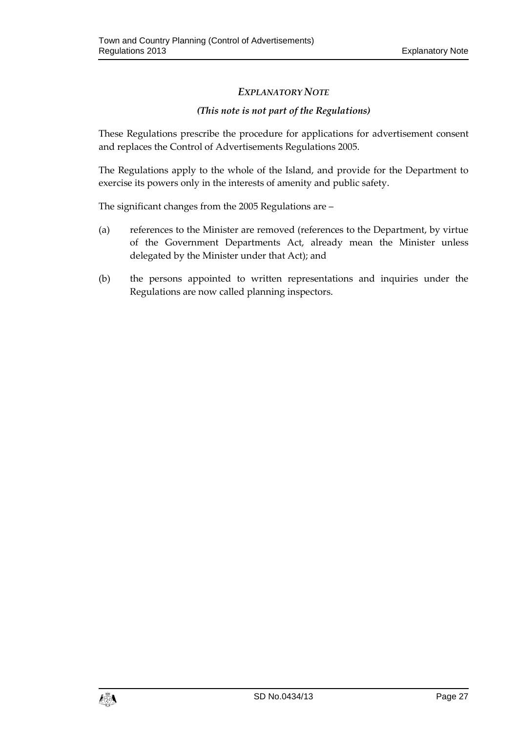## *EXPLANATORY NOTE*

***(This note is not part of the Regulations)***

These Regulations prescribe the procedure for applications for advertisement consent and replaces the Control of Advertisements Regulations 2005.

The Regulations apply to the whole of the Island, and provide for the Department to exercise its powers only in the interests of amenity and public safety.

The significant changes from the 2005 Regulations are –

(a) references to the Minister are removed (references to the Department, by virtue of the Government Departments Act, already mean the Minister unless delegated by the Minister under that Act); and

(b) the persons appointed to written representations and inquiries under the Regulations are now called planning inspectors.